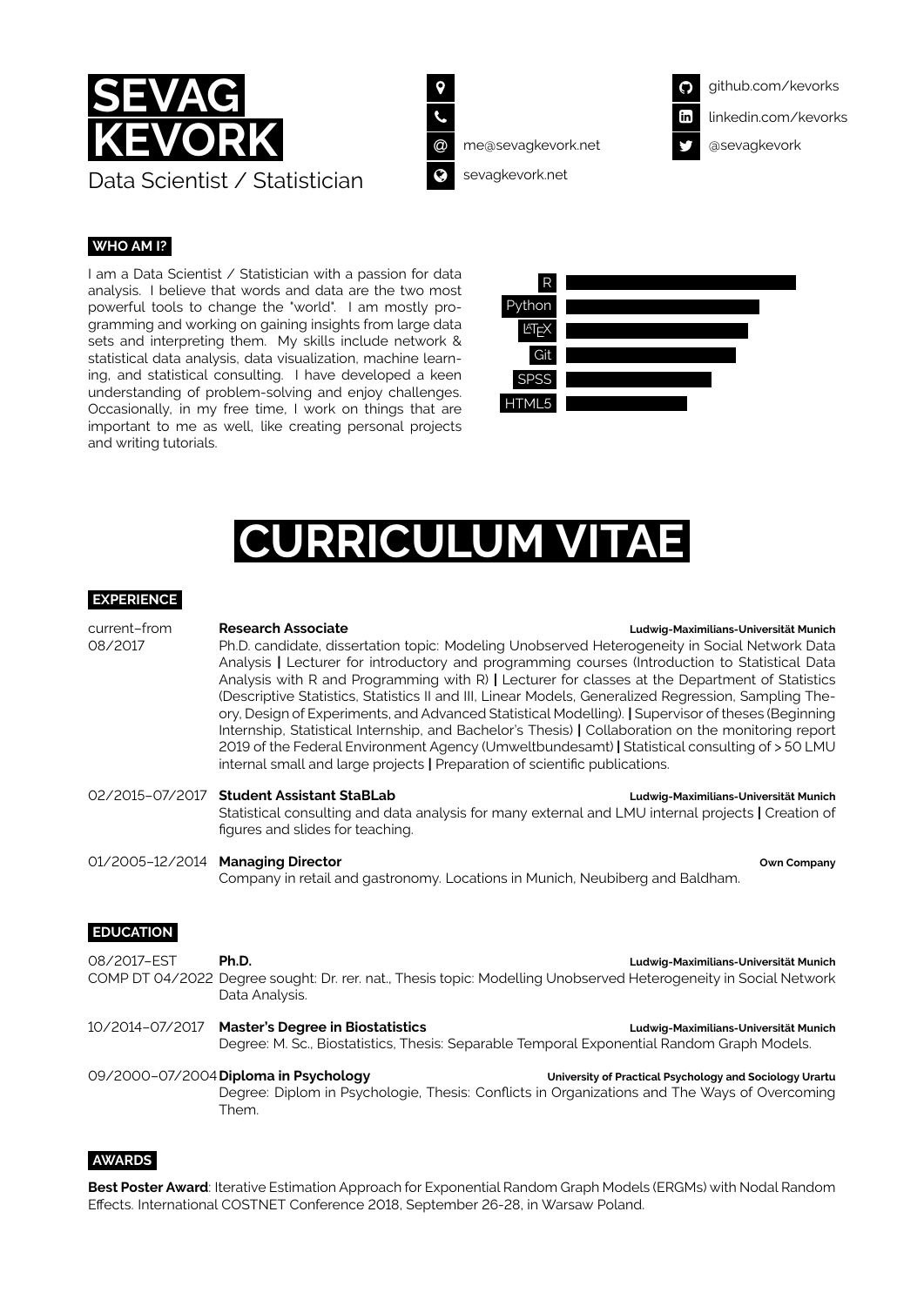# SEVAG KEVORK

Data Scientist / Statistician

me@sevagkevork.net
sevagkevork.net
github.com/kevorks
linkedin.com/kevorks
@sevagkevork

## WHO AM I?

I am a Data Scientist / Statistician with a passion for data analysis. I believe that words and data are the two most powerful tools to change the "world". I am mostly programming and working on gaining insights from large data sets and interpreting them. My skills include network & statistical data analysis, data visualization, machine learning, and statistical consulting. I have developed a keen understanding of problem-solving and enjoy challenges. Occasionally, in my free time, I work on things that are important to me as well, like creating personal projects and writing tutorials.

- R
- Python
- LaTeX
- Git
- SPSS
- HTML5

# CURRICULUM VITAE

## EXPERIENCE

**current–from 08/2017** — **Research Associate** — Ludwig-Maximilians-Universität Munich

Ph.D. candidate, dissertation topic: Modeling Unobserved Heterogeneity in Social Network Data Analysis **|** Lecturer for introductory and programming courses (Introduction to Statistical Data Analysis with R and Programming with R) **|** Lecturer for classes at the Department of Statistics (Descriptive Statistics, Statistics II and III, Linear Models, Generalized Regression, Sampling Theory, Design of Experiments, and Advanced Statistical Modelling). **|** Supervisor of theses (Beginning Internship, Statistical Internship, and Bachelor's Thesis) **|** Collaboration on the monitoring report 2019 of the Federal Environment Agency (Umweltbundesamt) **|** Statistical consulting of > 50 LMU internal small and large projects **|** Preparation of scientific publications.

**02/2015–07/2017** — **Student Assistant StaBLab** — Ludwig-Maximilians-Universität Munich

Statistical consulting and data analysis for many external and LMU internal projects **|** Creation of figures and slides for teaching.

**01/2005–12/2014** — **Managing Director** — Own Company

Company in retail and gastronomy. Locations in Munich, Neubiberg and Baldham.

## EDUCATION

**08/2017–EST COMP DT 04/2022** — **Ph.D.** — Ludwig-Maximilians-Universität Munich

Degree sought: Dr. rer. nat., Thesis topic: Modelling Unobserved Heterogeneity in Social Network Data Analysis.

**10/2014–07/2017** — **Master's Degree in Biostatistics** — Ludwig-Maximilians-Universität Munich

Degree: M. Sc., Biostatistics, Thesis: Separable Temporal Exponential Random Graph Models.

**09/2000–07/2004** — **Diploma in Psychology** — University of Practical Psychology and Sociology Urartu

Degree: Diplom in Psychologie, Thesis: Conflicts in Organizations and The Ways of Overcoming Them.

## AWARDS

**Best Poster Award**: Iterative Estimation Approach for Exponential Random Graph Models (ERGMs) with Nodal Random Effects. International COSTNET Conference 2018, September 26-28, in Warsaw Poland.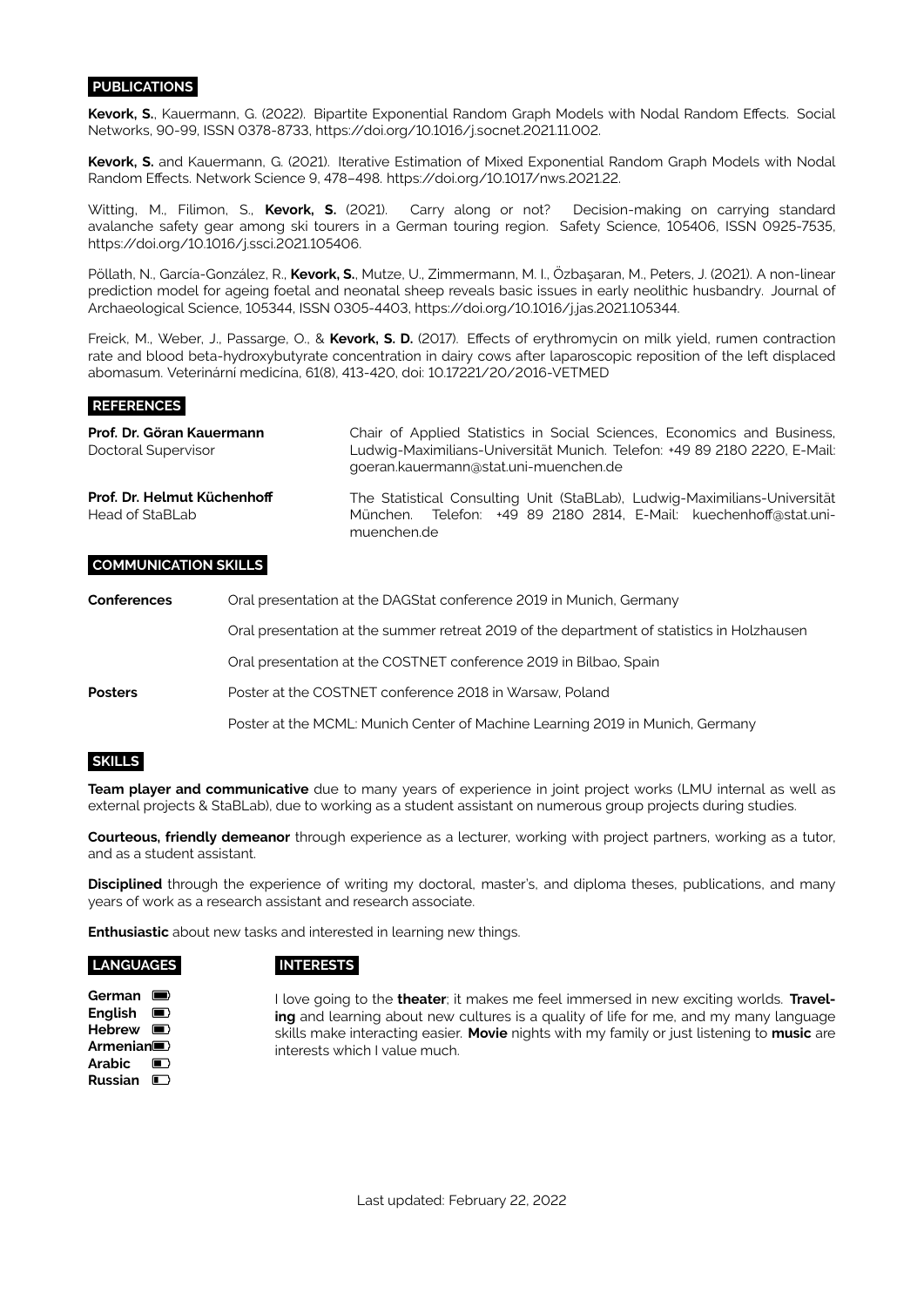## PUBLICATIONS

**Kevork, S.**, Kauermann, G. (2022). Bipartite Exponential Random Graph Models with Nodal Random Effects. Social Networks, 90-99, ISSN 0378-8733, https://doi.org/10.1016/j.socnet.2021.11.002.

**Kevork, S.** and Kauermann, G. (2021). Iterative Estimation of Mixed Exponential Random Graph Models with Nodal Random Effects. Network Science 9, 478–498. https://doi.org/10.1017/nws.2021.22.

Witting, M., Filimon, S., **Kevork, S.** (2021). Carry along or not? Decision-making on carrying standard avalanche safety gear among ski tourers in a German touring region. Safety Science, 105406, ISSN 0925-7535, https://doi.org/10.1016/j.ssci.2021.105406.

Pöllath, N., García-González, R., **Kevork, S.**, Mutze, U., Zimmermann, M. I., Özbaşaran, M., Peters, J. (2021). A non-linear prediction model for ageing foetal and neonatal sheep reveals basic issues in early neolithic husbandry. Journal of Archaeological Science, 105344, ISSN 0305-4403, https://doi.org/10.1016/j.jas.2021.105344.

Freick, M., Weber, J., Passarge, O., & **Kevork, S. D.** (2017). Effects of erythromycin on milk yield, rumen contraction rate and blood beta-hydroxybutyrate concentration in dairy cows after laparoscopic reposition of the left displaced abomasum. Veterinární medicína, 61(8), 413-420, doi: 10.17221/20/2016-VETMED

## REFERENCES

**Prof. Dr. Göran Kauermann**
Doctoral Supervisor

Chair of Applied Statistics in Social Sciences, Economics and Business, Ludwig-Maximilians-Universität Munich. Telefon: +49 89 2180 2220, E-Mail: goeran.kauermann@stat.uni-muenchen.de

**Prof. Dr. Helmut Küchenhoff**
Head of StaBLab

The Statistical Consulting Unit (StaBLab), Ludwig-Maximilians-Universität München. Telefon: +49 89 2180 2814, E-Mail: kuechenhoff@stat.uni-muenchen.de

## COMMUNICATION SKILLS

**Conferences**

- Oral presentation at the DAGStat conference 2019 in Munich, Germany
- Oral presentation at the summer retreat 2019 of the department of statistics in Holzhausen
- Oral presentation at the COSTNET conference 2019 in Bilbao, Spain

**Posters**

- Poster at the COSTNET conference 2018 in Warsaw, Poland
- Poster at the MCML: Munich Center of Machine Learning 2019 in Munich, Germany

## SKILLS

**Team player and communicative** due to many years of experience in joint project works (LMU internal as well as external projects & StaBLab), due to working as a student assistant on numerous group projects during studies.

**Courteous, friendly demeanor** through experience as a lecturer, working with project partners, working as a tutor, and as a student assistant.

**Disciplined** through the experience of writing my doctoral, master's, and diploma theses, publications, and many years of work as a research assistant and research associate.

**Enthusiastic** about new tasks and interested in learning new things.

## LANGUAGES

- **German**
- **English**
- **Hebrew**
- **Armenian**
- **Arabic**
- **Russian**

## INTERESTS

I love going to the **theater**; it makes me feel immersed in new exciting worlds. **Traveling** and learning about new cultures is a quality of life for me, and my many language skills make interacting easier. **Movie** nights with my family or just listening to **music** are interests which I value much.

Last updated: February 22, 2022